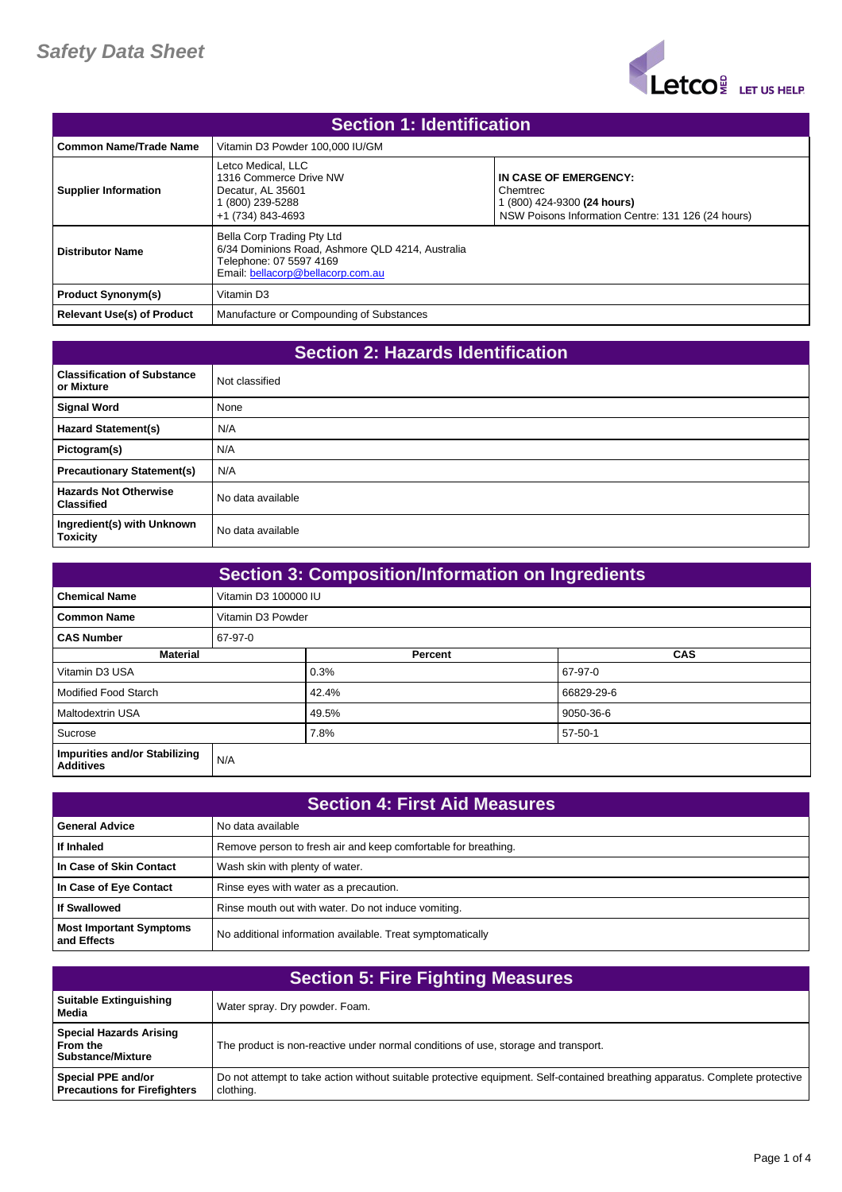# Safety Data Sheet

## Section 1: Identification

| | | |
|---|---|---|
| **Common Name/Trade Name** | Vitamin D3 Powder 100,000 IU/GM | |
| **Supplier Information** | Letco Medical, LLC<br>1316 Commerce Drive NW<br>Decatur, AL 35601<br>1 (800) 239-5288<br>+1 (734) 843-4693 | **IN CASE OF EMERGENCY:**<br>Chemtrec<br>1 (800) 424-9300 **(24 hours)**<br>NSW Poisons Information Centre: 131 126 (24 hours) |
| **Distributor Name** | Bella Corp Trading Pty Ltd<br>6/34 Dominions Road, Ashmore QLD 4214, Australia<br>Telephone: 07 5597 4169<br>Email: bellacorp@bellacorp.com.au | |
| **Product Synonym(s)** | Vitamin D3 | |
| **Relevant Use(s) of Product** | Manufacture or Compounding of Substances | |

## Section 2: Hazards Identification

| | |
|---|---|
| **Classification of Substance or Mixture** | Not classified |
| **Signal Word** | None |
| **Hazard Statement(s)** | N/A |
| **Pictogram(s)** | N/A |
| **Precautionary Statement(s)** | N/A |
| **Hazards Not Otherwise Classified** | No data available |
| **Ingredient(s) with Unknown Toxicity** | No data available |

## Section 3: Composition/Information on Ingredients

| | | |
|---|---|---|
| **Chemical Name** | Vitamin D3 100000 IU | |
| **Common Name** | Vitamin D3 Powder | |
| **CAS Number** | 67-97-0 | |
| **Material** | **Percent** | **CAS** |
| Vitamin D3 USA | 0.3% | 67-97-0 |
| Modified Food Starch | 42.4% | 66829-29-6 |
| Maltodextrin USA | 49.5% | 9050-36-6 |
| Sucrose | 7.8% | 57-50-1 |
| **Impurities and/or Stabilizing Additives** | N/A | |

## Section 4: First Aid Measures

| | |
|---|---|
| **General Advice** | No data available |
| **If Inhaled** | Remove person to fresh air and keep comfortable for breathing. |
| **In Case of Skin Contact** | Wash skin with plenty of water. |
| **In Case of Eye Contact** | Rinse eyes with water as a precaution. |
| **If Swallowed** | Rinse mouth out with water. Do not induce vomiting. |
| **Most Important Symptoms and Effects** | No additional information available. Treat symptomatically |

## Section 5: Fire Fighting Measures

| | |
|---|---|
| **Suitable Extinguishing Media** | Water spray. Dry powder. Foam. |
| **Special Hazards Arising From the Substance/Mixture** | The product is non-reactive under normal conditions of use, storage and transport. |
| **Special PPE and/or Precautions for Firefighters** | Do not attempt to take action without suitable protective equipment. Self-contained breathing apparatus. Complete protective clothing. |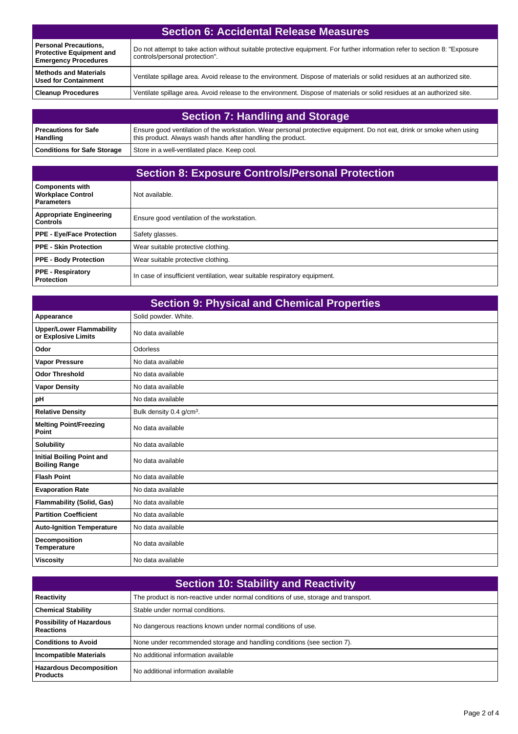## Section 6: Accidental Release Measures

| | |
|---|---|
| **Personal Precautions, Protective Equipment and Emergency Procedures** | Do not attempt to take action without suitable protective equipment. For further information refer to section 8: "Exposure controls/personal protection". |
| **Methods and Materials Used for Containment** | Ventilate spillage area. Avoid release to the environment. Dispose of materials or solid residues at an authorized site. |
| **Cleanup Procedures** | Ventilate spillage area. Avoid release to the environment. Dispose of materials or solid residues at an authorized site. |

## Section 7: Handling and Storage

| | |
|---|---|
| **Precautions for Safe Handling** | Ensure good ventilation of the workstation. Wear personal protective equipment. Do not eat, drink or smoke when using this product. Always wash hands after handling the product. |
| **Conditions for Safe Storage** | Store in a well-ventilated place. Keep cool. |

## Section 8: Exposure Controls/Personal Protection

| | |
|---|---|
| **Components with Workplace Control Parameters** | Not available. |
| **Appropriate Engineering Controls** | Ensure good ventilation of the workstation. |
| **PPE - Eye/Face Protection** | Safety glasses. |
| **PPE - Skin Protection** | Wear suitable protective clothing. |
| **PPE - Body Protection** | Wear suitable protective clothing. |
| **PPE - Respiratory Protection** | In case of insufficient ventilation, wear suitable respiratory equipment. |

## Section 9: Physical and Chemical Properties

| | |
|---|---|
| **Appearance** | Solid powder. White. |
| **Upper/Lower Flammability or Explosive Limits** | No data available |
| **Odor** | Odorless |
| **Vapor Pressure** | No data available |
| **Odor Threshold** | No data available |
| **Vapor Density** | No data available |
| **pH** | No data available |
| **Relative Density** | Bulk density 0.4 g/cm$^3$. |
| **Melting Point/Freezing Point** | No data available |
| **Solubility** | No data available |
| **Initial Boiling Point and Boiling Range** | No data available |
| **Flash Point** | No data available |
| **Evaporation Rate** | No data available |
| **Flammability (Solid, Gas)** | No data available |
| **Partition Coefficient** | No data available |
| **Auto-Ignition Temperature** | No data available |
| **Decomposition Temperature** | No data available |
| **Viscosity** | No data available |

## Section 10: Stability and Reactivity

| | |
|---|---|
| **Reactivity** | The product is non-reactive under normal conditions of use, storage and transport. |
| **Chemical Stability** | Stable under normal conditions. |
| **Possibility of Hazardous Reactions** | No dangerous reactions known under normal conditions of use. |
| **Conditions to Avoid** | None under recommended storage and handling conditions (see section 7). |
| **Incompatible Materials** | No additional information available |
| **Hazardous Decomposition Products** | No additional information available |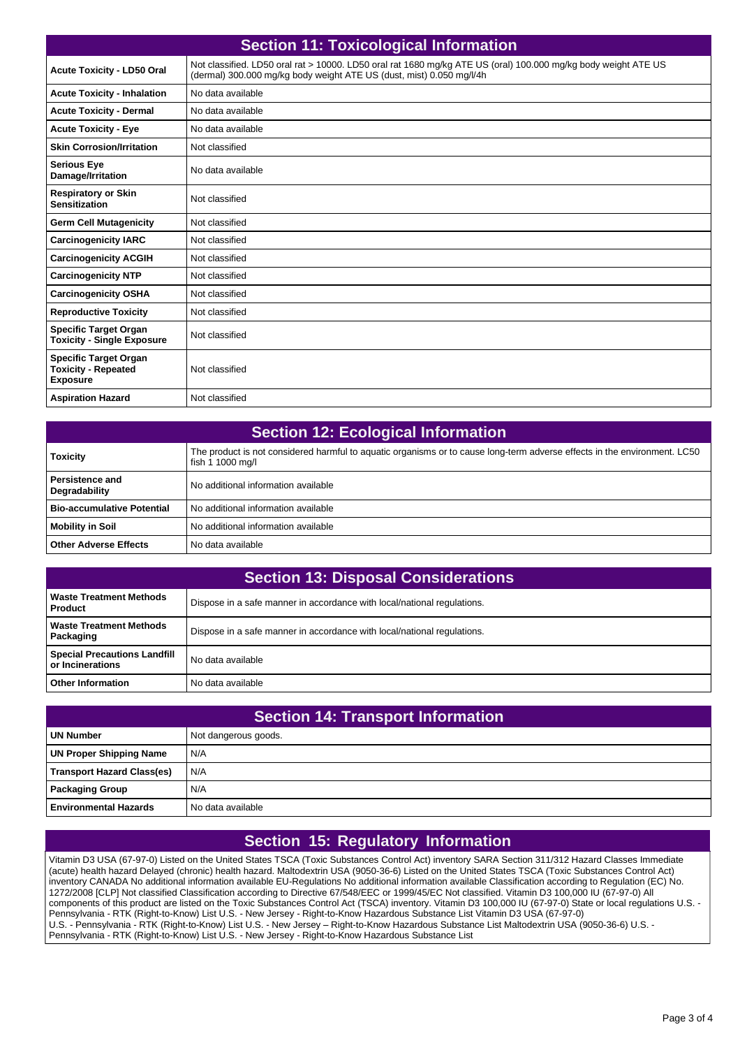## Section 11: Toxicological Information

| | |
|---|---|
| **Acute Toxicity - LD50 Oral** | Not classified. LD50 oral rat > 10000. LD50 oral rat 1680 mg/kg ATE US (oral) 100.000 mg/kg body weight ATE US (dermal) 300.000 mg/kg body weight ATE US (dust, mist) 0.050 mg/l/4h |
| **Acute Toxicity - Inhalation** | No data available |
| **Acute Toxicity - Dermal** | No data available |
| **Acute Toxicity - Eye** | No data available |
| **Skin Corrosion/Irritation** | Not classified |
| **Serious Eye Damage/Irritation** | No data available |
| **Respiratory or Skin Sensitization** | Not classified |
| **Germ Cell Mutagenicity** | Not classified |
| **Carcinogenicity IARC** | Not classified |
| **Carcinogenicity ACGIH** | Not classified |
| **Carcinogenicity NTP** | Not classified |
| **Carcinogenicity OSHA** | Not classified |
| **Reproductive Toxicity** | Not classified |
| **Specific Target Organ Toxicity - Single Exposure** | Not classified |
| **Specific Target Organ Toxicity - Repeated Exposure** | Not classified |
| **Aspiration Hazard** | Not classified |

## Section 12: Ecological Information

| | |
|---|---|
| **Toxicity** | The product is not considered harmful to aquatic organisms or to cause long-term adverse effects in the environment. LC50 fish 1 1000 mg/l |
| **Persistence and Degradability** | No additional information available |
| **Bio-accumulative Potential** | No additional information available |
| **Mobility in Soil** | No additional information available |
| **Other Adverse Effects** | No data available |

## Section 13: Disposal Considerations

| | |
|---|---|
| **Waste Treatment Methods Product** | Dispose in a safe manner in accordance with local/national regulations. |
| **Waste Treatment Methods Packaging** | Dispose in a safe manner in accordance with local/national regulations. |
| **Special Precautions Landfill or Incinerations** | No data available |
| **Other Information** | No data available |

## Section 14: Transport Information

| | |
|---|---|
| **UN Number** | Not dangerous goods. |
| **UN Proper Shipping Name** | N/A |
| **Transport Hazard Class(es)** | N/A |
| **Packaging Group** | N/A |
| **Environmental Hazards** | No data available |

## Section 15: Regulatory Information

Vitamin D3 USA (67-97-0) Listed on the United States TSCA (Toxic Substances Control Act) inventory SARA Section 311/312 Hazard Classes Immediate (acute) health hazard Delayed (chronic) health hazard. Maltodextrin USA (9050-36-6) Listed on the United States TSCA (Toxic Substances Control Act) inventory CANADA No additional information available EU-Regulations No additional information available Classification according to Regulation (EC) No. 1272/2008 [CLP] Not classified Classification according to Directive 67/548/EEC or 1999/45/EC Not classified. Vitamin D3 100,000 IU (67-97-0) All components of this product are listed on the Toxic Substances Control Act (TSCA) inventory. Vitamin D3 100,000 IU (67-97-0) State or local regulations U.S. - Pennsylvania - RTK (Right-to-Know) List U.S. - New Jersey - Right-to-Know Hazardous Substance List Vitamin D3 USA (67-97-0) U.S. - Pennsylvania - RTK (Right-to-Know) List U.S. - New Jersey – Right-to-Know Hazardous Substance List Maltodextrin USA (9050-36-6) U.S. - Pennsylvania - RTK (Right-to-Know) List U.S. - New Jersey - Right-to-Know Hazardous Substance List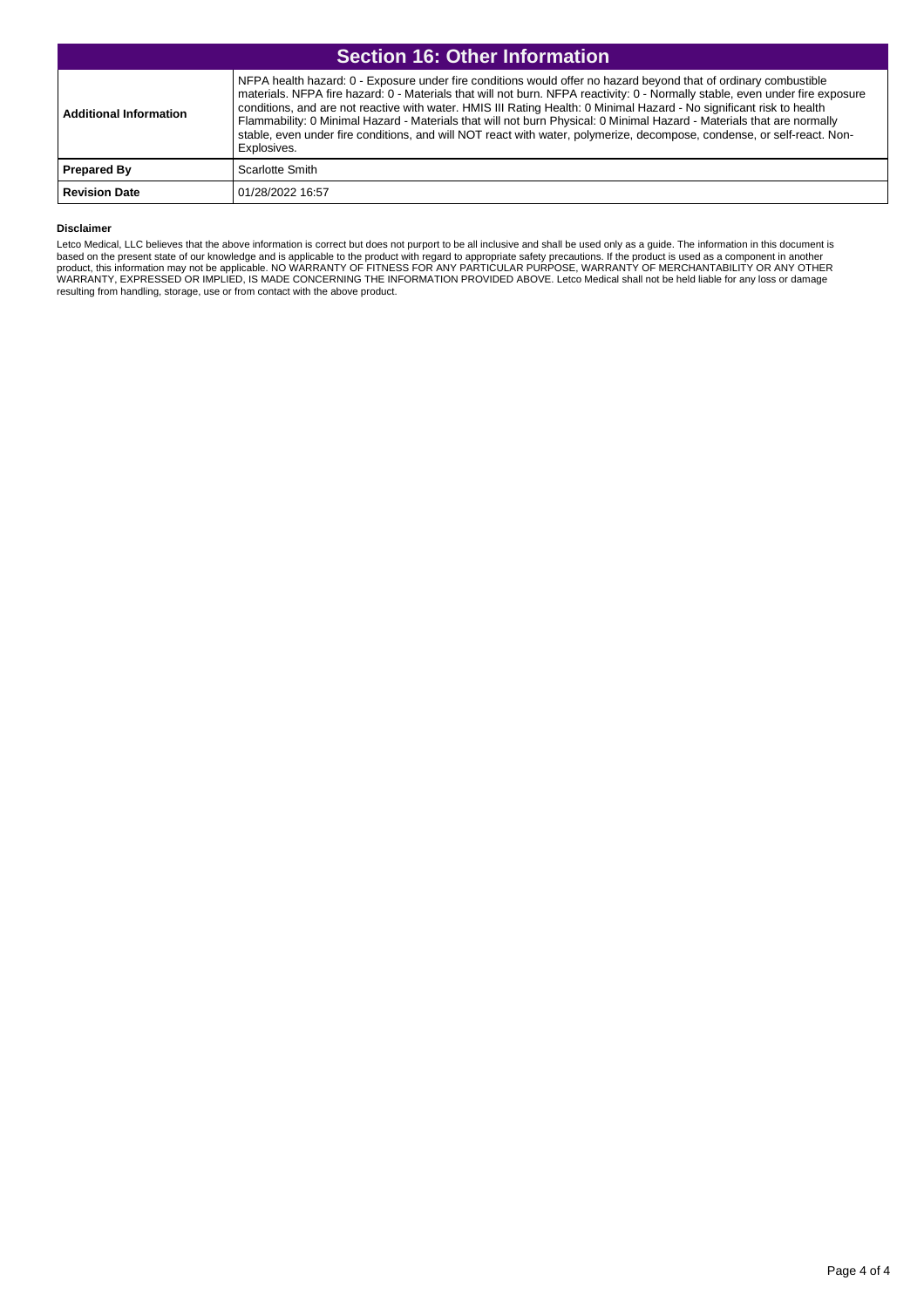## Section 16: Other Information

| | |
|---|---|
| **Additional Information** | NFPA health hazard: 0 - Exposure under fire conditions would offer no hazard beyond that of ordinary combustible materials. NFPA fire hazard: 0 - Materials that will not burn. NFPA reactivity: 0 - Normally stable, even under fire exposure conditions, and are not reactive with water. HMIS III Rating Health: 0 Minimal Hazard - No significant risk to health Flammability: 0 Minimal Hazard - Materials that will not burn Physical: 0 Minimal Hazard - Materials that are normally stable, even under fire conditions, and will NOT react with water, polymerize, decompose, condense, or self-react. Non-Explosives. |
| **Prepared By** | Scarlotte Smith |
| **Revision Date** | 01/28/2022 16:57 |

**Disclaimer**

Letco Medical, LLC believes that the above information is correct but does not purport to be all inclusive and shall be used only as a guide. The information in this document is based on the present state of our knowledge and is applicable to the product with regard to appropriate safety precautions. If the product is used as a component in another product, this information may not be applicable. NO WARRANTY OF FITNESS FOR ANY PARTICULAR PURPOSE, WARRANTY OF MERCHANTABILITY OR ANY OTHER WARRANTY, EXPRESSED OR IMPLIED, IS MADE CONCERNING THE INFORMATION PROVIDED ABOVE. Letco Medical shall not be held liable for any loss or damage resulting from handling, storage, use or from contact with the above product.